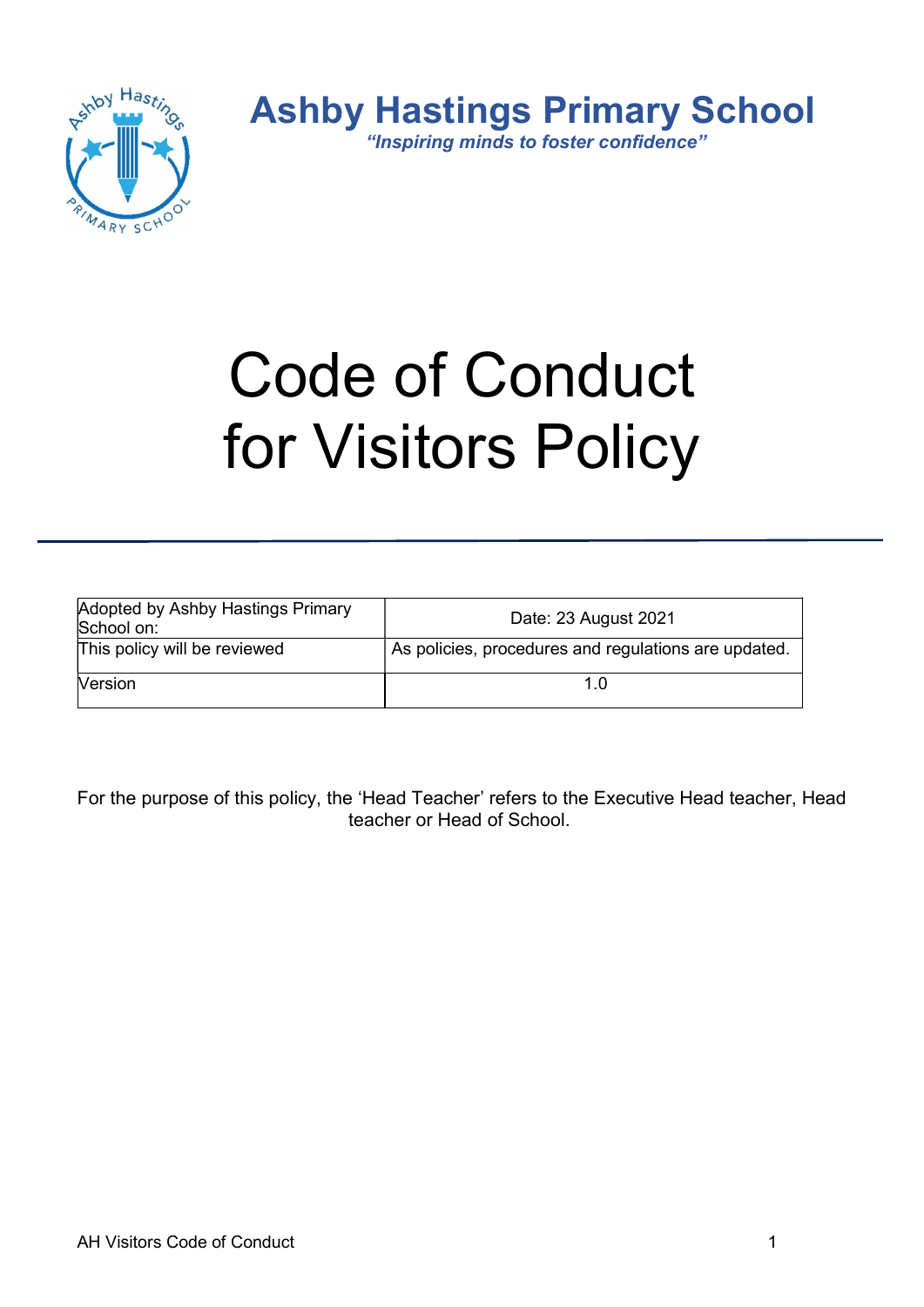# Ashby Hastings Primary School

*"Inspiring minds to foster confidence"*

# Code of Conduct for Visitors Policy

| Adopted by Ashby Hastings Primary School on: | Date: 23 August 2021 |
|---|---|
| This policy will be reviewed | As policies, procedures and regulations are updated. |
| Version | 1.0 |

For the purpose of this policy, the 'Head Teacher' refers to the Executive Head teacher, Head teacher or Head of School.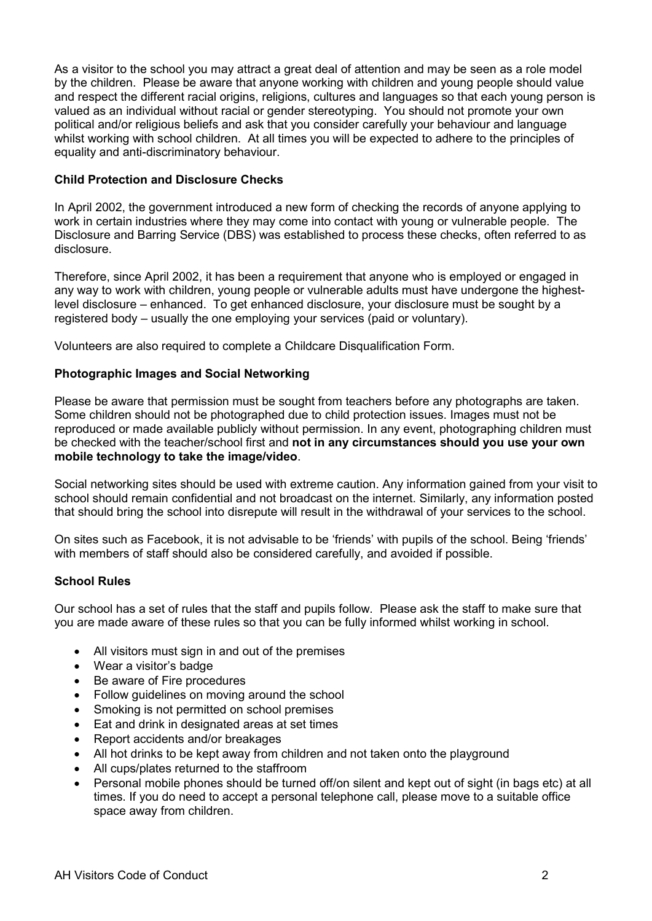As a visitor to the school you may attract a great deal of attention and may be seen as a role model by the children. Please be aware that anyone working with children and young people should value and respect the different racial origins, religions, cultures and languages so that each young person is valued as an individual without racial or gender stereotyping. You should not promote your own political and/or religious beliefs and ask that you consider carefully your behaviour and language whilst working with school children. At all times you will be expected to adhere to the principles of equality and anti-discriminatory behaviour.

### Child Protection and Disclosure Checks

In April 2002, the government introduced a new form of checking the records of anyone applying to work in certain industries where they may come into contact with young or vulnerable people. The Disclosure and Barring Service (DBS) was established to process these checks, often referred to as disclosure.

Therefore, since April 2002, it has been a requirement that anyone who is employed or engaged in any way to work with children, young people or vulnerable adults must have undergone the highest-level disclosure – enhanced. To get enhanced disclosure, your disclosure must be sought by a registered body – usually the one employing your services (paid or voluntary).

Volunteers are also required to complete a Childcare Disqualification Form.

### Photographic Images and Social Networking

Please be aware that permission must be sought from teachers before any photographs are taken. Some children should not be photographed due to child protection issues. Images must not be reproduced or made available publicly without permission. In any event, photographing children must be checked with the teacher/school first and **not in any circumstances should you use your own mobile technology to take the image/video**.

Social networking sites should be used with extreme caution. Any information gained from your visit to school should remain confidential and not broadcast on the internet. Similarly, any information posted that should bring the school into disrepute will result in the withdrawal of your services to the school.

On sites such as Facebook, it is not advisable to be 'friends' with pupils of the school. Being 'friends' with members of staff should also be considered carefully, and avoided if possible.

### School Rules

Our school has a set of rules that the staff and pupils follow. Please ask the staff to make sure that you are made aware of these rules so that you can be fully informed whilst working in school.

- All visitors must sign in and out of the premises
- Wear a visitor's badge
- Be aware of Fire procedures
- Follow guidelines on moving around the school
- Smoking is not permitted on school premises
- Eat and drink in designated areas at set times
- Report accidents and/or breakages
- All hot drinks to be kept away from children and not taken onto the playground
- All cups/plates returned to the staffroom
- Personal mobile phones should be turned off/on silent and kept out of sight (in bags etc) at all times. If you do need to accept a personal telephone call, please move to a suitable office space away from children.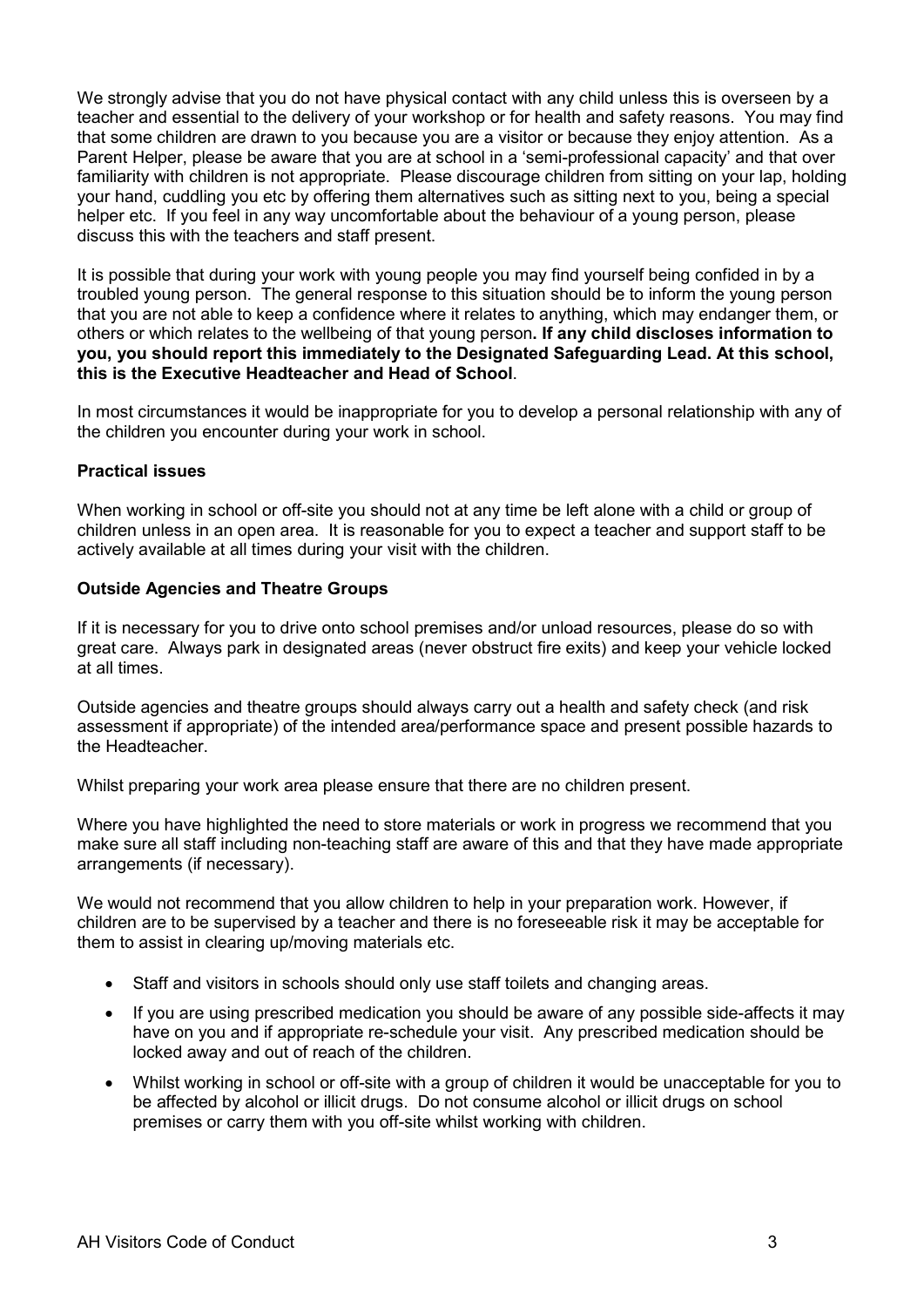We strongly advise that you do not have physical contact with any child unless this is overseen by a teacher and essential to the delivery of your workshop or for health and safety reasons. You may find that some children are drawn to you because you are a visitor or because they enjoy attention. As a Parent Helper, please be aware that you are at school in a 'semi-professional capacity' and that over familiarity with children is not appropriate. Please discourage children from sitting on your lap, holding your hand, cuddling you etc by offering them alternatives such as sitting next to you, being a special helper etc. If you feel in any way uncomfortable about the behaviour of a young person, please discuss this with the teachers and staff present.

It is possible that during your work with young people you may find yourself being confided in by a troubled young person. The general response to this situation should be to inform the young person that you are not able to keep a confidence where it relates to anything, which may endanger them, or others or which relates to the wellbeing of that young person**. If any child discloses information to you, you should report this immediately to the Designated Safeguarding Lead. At this school, this is the Executive Headteacher and Head of School**.

In most circumstances it would be inappropriate for you to develop a personal relationship with any of the children you encounter during your work in school.

**Practical issues**

When working in school or off-site you should not at any time be left alone with a child or group of children unless in an open area. It is reasonable for you to expect a teacher and support staff to be actively available at all times during your visit with the children.

**Outside Agencies and Theatre Groups**

If it is necessary for you to drive onto school premises and/or unload resources, please do so with great care. Always park in designated areas (never obstruct fire exits) and keep your vehicle locked at all times.

Outside agencies and theatre groups should always carry out a health and safety check (and risk assessment if appropriate) of the intended area/performance space and present possible hazards to the Headteacher.

Whilst preparing your work area please ensure that there are no children present.

Where you have highlighted the need to store materials or work in progress we recommend that you make sure all staff including non-teaching staff are aware of this and that they have made appropriate arrangements (if necessary).

We would not recommend that you allow children to help in your preparation work. However, if children are to be supervised by a teacher and there is no foreseeable risk it may be acceptable for them to assist in clearing up/moving materials etc.

- Staff and visitors in schools should only use staff toilets and changing areas.
- If you are using prescribed medication you should be aware of any possible side-affects it may have on you and if appropriate re-schedule your visit. Any prescribed medication should be locked away and out of reach of the children.
- Whilst working in school or off-site with a group of children it would be unacceptable for you to be affected by alcohol or illicit drugs. Do not consume alcohol or illicit drugs on school premises or carry them with you off-site whilst working with children.